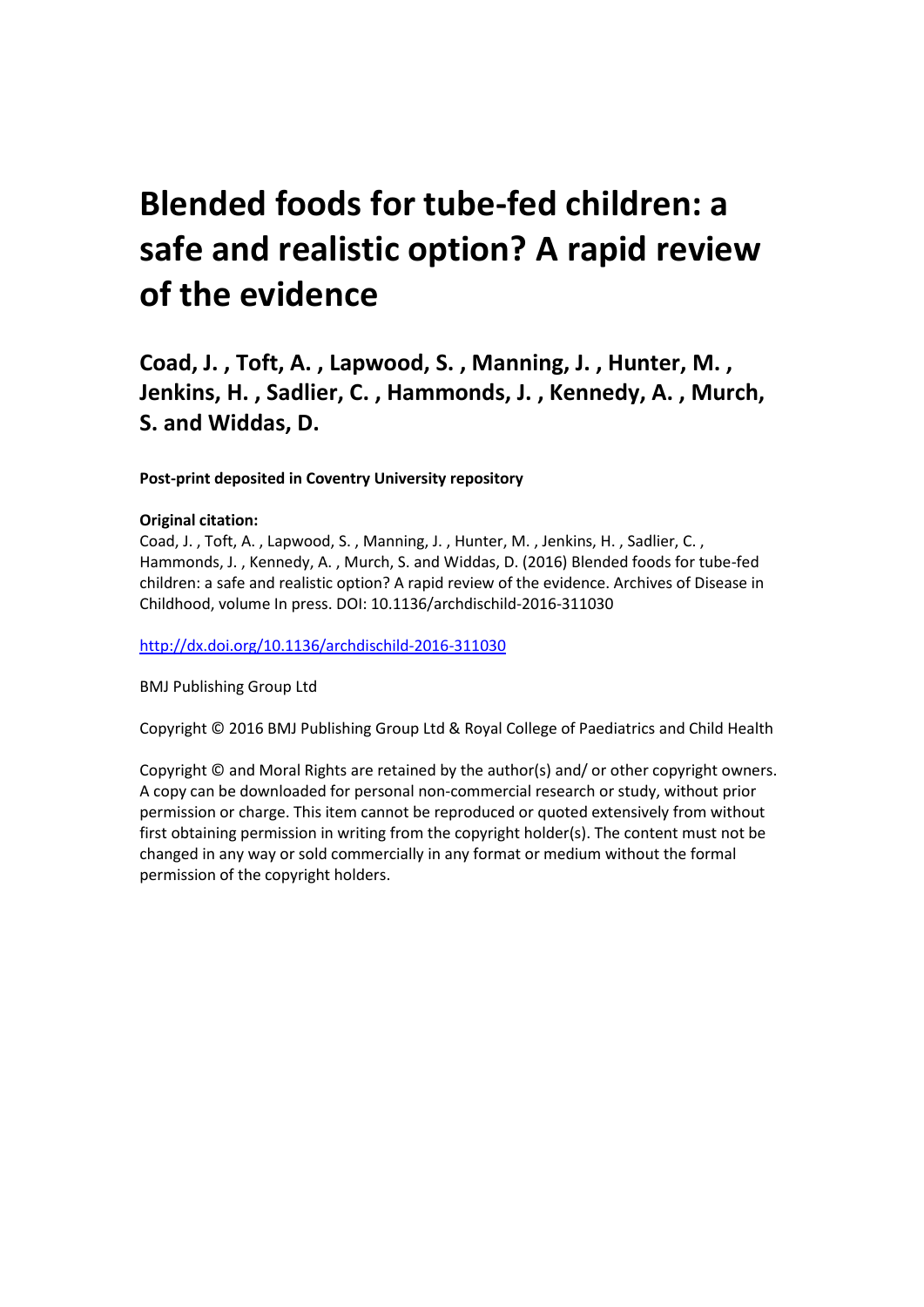# Blended foods for tube-fed children: a safe and realistic option? A rapid review of the evidence

## Coad, J. , Toft, A. , Lapwood, S. , Manning, J. , Hunter, M. , Jenkins, H. , Sadlier, C. , Hammonds, J. , Kennedy, A. , Murch, S. and Widdas, D.

**Post-print deposited in Coventry University repository**

**Original citation:**
Coad, J. , Toft, A. , Lapwood, S. , Manning, J. , Hunter, M. , Jenkins, H. , Sadlier, C. , Hammonds, J. , Kennedy, A. , Murch, S. and Widdas, D. (2016) Blended foods for tube-fed children: a safe and realistic option? A rapid review of the evidence. Archives of Disease in Childhood, volume In press. DOI: 10.1136/archdischild-2016-311030

http://dx.doi.org/10.1136/archdischild-2016-311030

BMJ Publishing Group Ltd

Copyright © 2016 BMJ Publishing Group Ltd & Royal College of Paediatrics and Child Health

Copyright © and Moral Rights are retained by the author(s) and/ or other copyright owners. A copy can be downloaded for personal non-commercial research or study, without prior permission or charge. This item cannot be reproduced or quoted extensively from without first obtaining permission in writing from the copyright holder(s). The content must not be changed in any way or sold commercially in any format or medium without the formal permission of the copyright holders.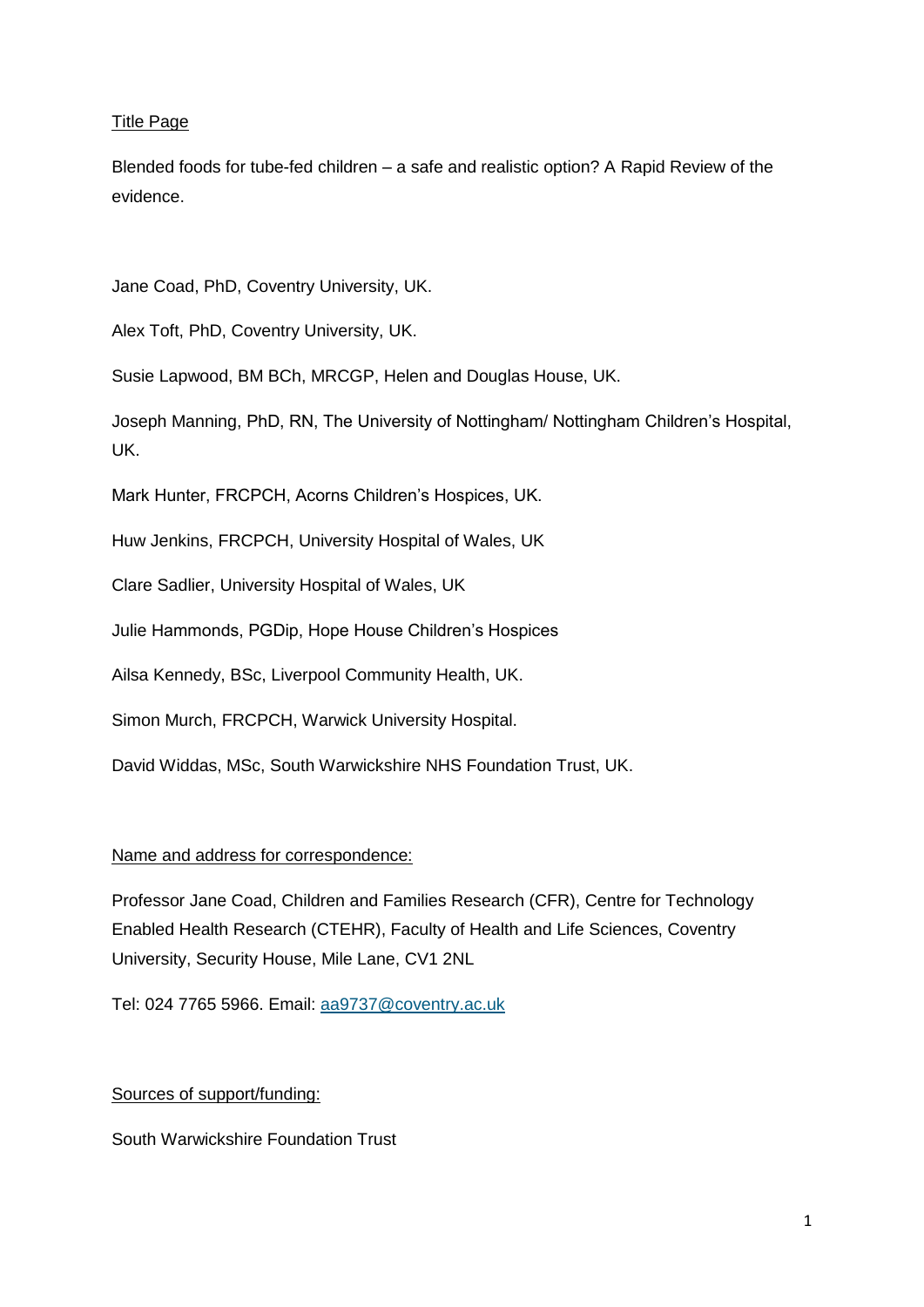Title Page

Blended foods for tube-fed children – a safe and realistic option? A Rapid Review of the evidence.

Jane Coad, PhD, Coventry University, UK.

Alex Toft, PhD, Coventry University, UK.

Susie Lapwood, BM BCh, MRCGP, Helen and Douglas House, UK.

Joseph Manning, PhD, RN, The University of Nottingham/ Nottingham Children's Hospital, UK.

Mark Hunter, FRCPCH, Acorns Children's Hospices, UK.

Huw Jenkins, FRCPCH, University Hospital of Wales, UK

Clare Sadlier, University Hospital of Wales, UK

Julie Hammonds, PGDip, Hope House Children's Hospices

Ailsa Kennedy, BSc, Liverpool Community Health, UK.

Simon Murch, FRCPCH, Warwick University Hospital.

David Widdas, MSc, South Warwickshire NHS Foundation Trust, UK.

Name and address for correspondence:

Professor Jane Coad, Children and Families Research (CFR), Centre for Technology Enabled Health Research (CTEHR), Faculty of Health and Life Sciences, Coventry University, Security House, Mile Lane, CV1 2NL

Tel: 024 7765 5966. Email: aa9737@coventry.ac.uk

Sources of support/funding:

South Warwickshire Foundation Trust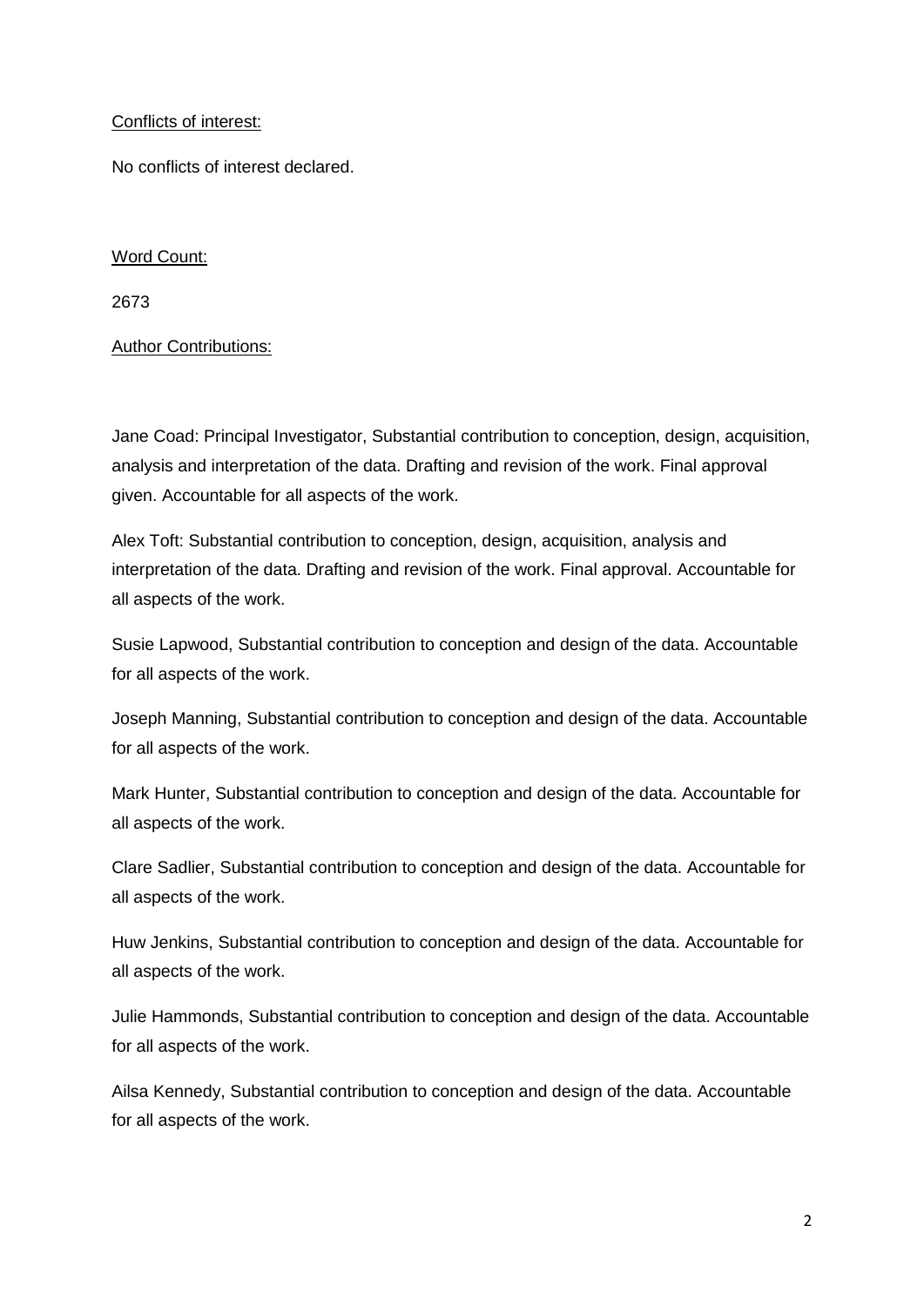Conflicts of interest:

No conflicts of interest declared.

Word Count:

2673

Author Contributions:

Jane Coad: Principal Investigator, Substantial contribution to conception, design, acquisition, analysis and interpretation of the data. Drafting and revision of the work. Final approval given. Accountable for all aspects of the work.

Alex Toft: Substantial contribution to conception, design, acquisition, analysis and interpretation of the data. Drafting and revision of the work. Final approval. Accountable for all aspects of the work.

Susie Lapwood, Substantial contribution to conception and design of the data. Accountable for all aspects of the work.

Joseph Manning, Substantial contribution to conception and design of the data. Accountable for all aspects of the work.

Mark Hunter, Substantial contribution to conception and design of the data. Accountable for all aspects of the work.

Clare Sadlier, Substantial contribution to conception and design of the data. Accountable for all aspects of the work.

Huw Jenkins, Substantial contribution to conception and design of the data. Accountable for all aspects of the work.

Julie Hammonds, Substantial contribution to conception and design of the data. Accountable for all aspects of the work.

Ailsa Kennedy, Substantial contribution to conception and design of the data. Accountable for all aspects of the work.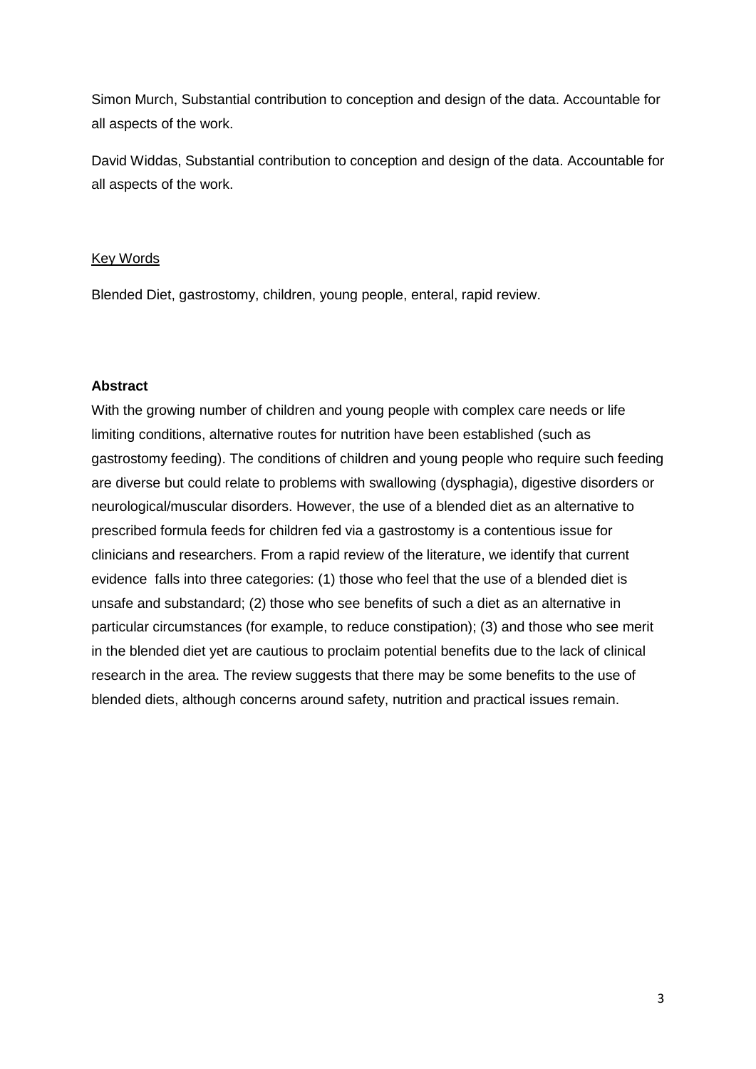Simon Murch, Substantial contribution to conception and design of the data. Accountable for all aspects of the work.

David Widdas, Substantial contribution to conception and design of the data. Accountable for all aspects of the work.

Key Words

Blended Diet, gastrostomy, children, young people, enteral, rapid review.

**Abstract**

With the growing number of children and young people with complex care needs or life limiting conditions, alternative routes for nutrition have been established (such as gastrostomy feeding). The conditions of children and young people who require such feeding are diverse but could relate to problems with swallowing (dysphagia), digestive disorders or neurological/muscular disorders. However, the use of a blended diet as an alternative to prescribed formula feeds for children fed via a gastrostomy is a contentious issue for clinicians and researchers. From a rapid review of the literature, we identify that current evidence falls into three categories: (1) those who feel that the use of a blended diet is unsafe and substandard; (2) those who see benefits of such a diet as an alternative in particular circumstances (for example, to reduce constipation); (3) and those who see merit in the blended diet yet are cautious to proclaim potential benefits due to the lack of clinical research in the area. The review suggests that there may be some benefits to the use of blended diets, although concerns around safety, nutrition and practical issues remain.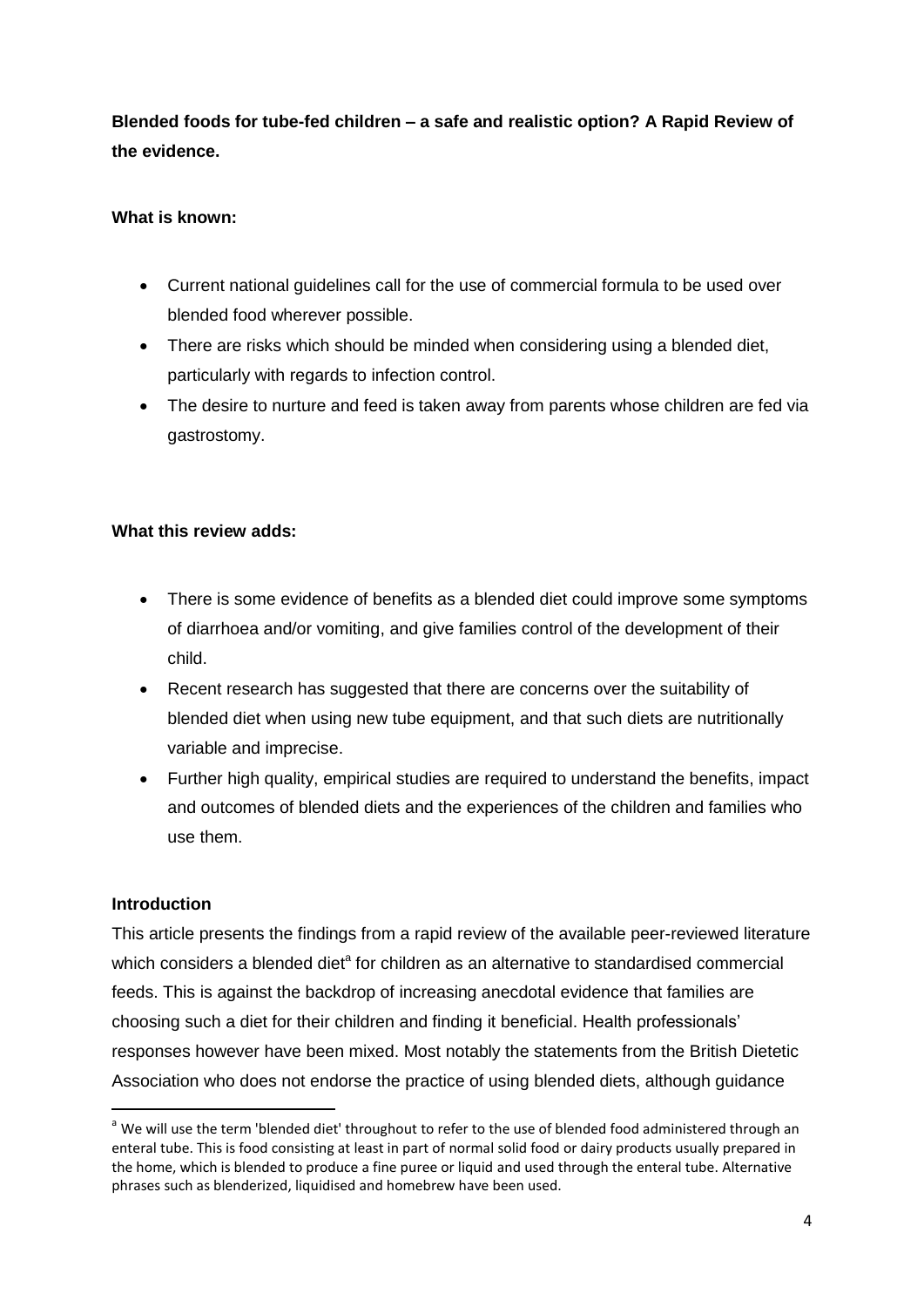**Blended foods for tube-fed children – a safe and realistic option? A Rapid Review of the evidence.**

**What is known:**

- Current national guidelines call for the use of commercial formula to be used over blended food wherever possible.
- There are risks which should be minded when considering using a blended diet, particularly with regards to infection control.
- The desire to nurture and feed is taken away from parents whose children are fed via gastrostomy.

**What this review adds:**

- There is some evidence of benefits as a blended diet could improve some symptoms of diarrhoea and/or vomiting, and give families control of the development of their child.
- Recent research has suggested that there are concerns over the suitability of blended diet when using new tube equipment, and that such diets are nutritionally variable and imprecise.
- Further high quality, empirical studies are required to understand the benefits, impact and outcomes of blended diets and the experiences of the children and families who use them.

**Introduction**

This article presents the findings from a rapid review of the available peer-reviewed literature which considers a blended diet[a] for children as an alternative to standardised commercial feeds. This is against the backdrop of increasing anecdotal evidence that families are choosing such a diet for their children and finding it beneficial. Health professionals' responses however have been mixed. Most notably the statements from the British Dietetic Association who does not endorse the practice of using blended diets, although guidance

[a] We will use the term 'blended diet' throughout to refer to the use of blended food administered through an enteral tube. This is food consisting at least in part of normal solid food or dairy products usually prepared in the home, which is blended to produce a fine puree or liquid and used through the enteral tube. Alternative phrases such as blenderized, liquidised and homebrew have been used.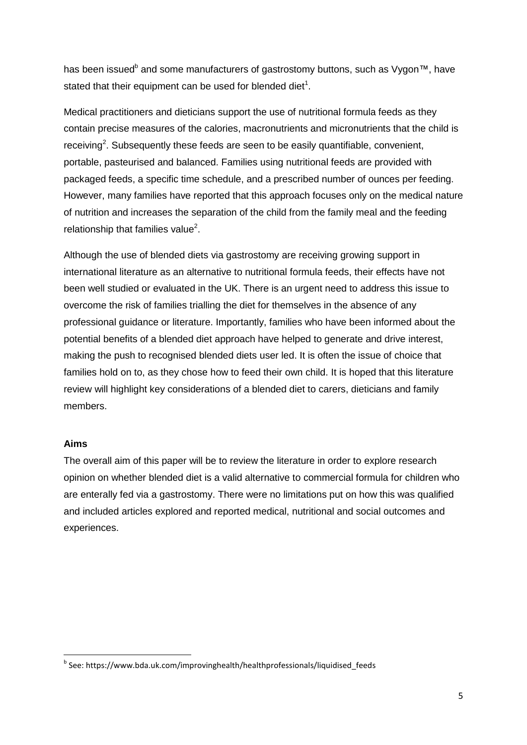has been issued[b] and some manufacturers of gastrostomy buttons, such as Vygon™, have stated that their equipment can be used for blended diet[1].

Medical practitioners and dieticians support the use of nutritional formula feeds as they contain precise measures of the calories, macronutrients and micronutrients that the child is receiving[2]. Subsequently these feeds are seen to be easily quantifiable, convenient, portable, pasteurised and balanced. Families using nutritional feeds are provided with packaged feeds, a specific time schedule, and a prescribed number of ounces per feeding. However, many families have reported that this approach focuses only on the medical nature of nutrition and increases the separation of the child from the family meal and the feeding relationship that families value[2].

Although the use of blended diets via gastrostomy are receiving growing support in international literature as an alternative to nutritional formula feeds, their effects have not been well studied or evaluated in the UK. There is an urgent need to address this issue to overcome the risk of families trialling the diet for themselves in the absence of any professional guidance or literature. Importantly, families who have been informed about the potential benefits of a blended diet approach have helped to generate and drive interest, making the push to recognised blended diets user led. It is often the issue of choice that families hold on to, as they chose how to feed their own child. It is hoped that this literature review will highlight key considerations of a blended diet to carers, dieticians and family members.

**Aims**

The overall aim of this paper will be to review the literature in order to explore research opinion on whether blended diet is a valid alternative to commercial formula for children who are enterally fed via a gastrostomy. There were no limitations put on how this was qualified and included articles explored and reported medical, nutritional and social outcomes and experiences.

[b] See: https://www.bda.uk.com/improvinghealth/healthprofessionals/liquidised_feeds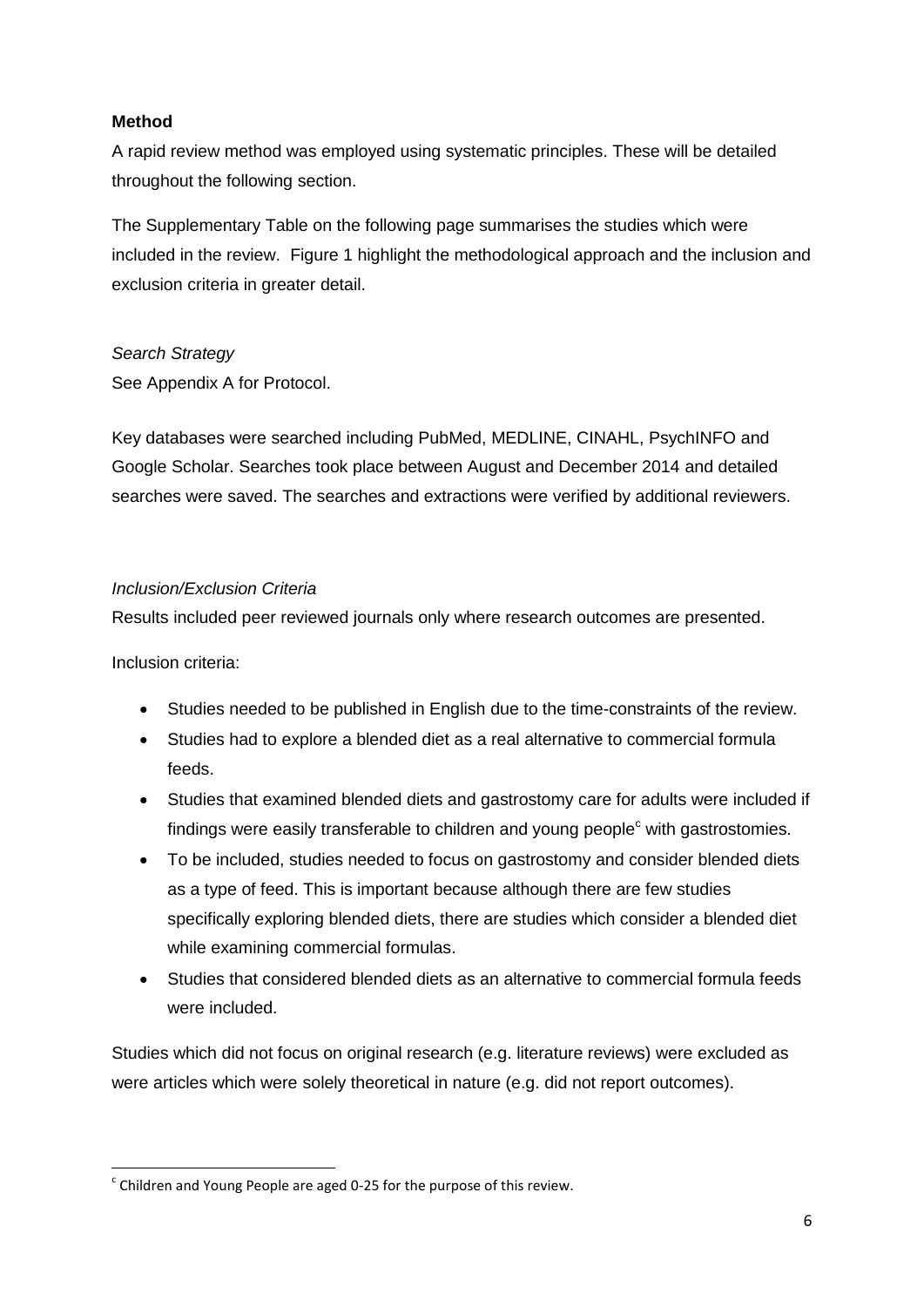**Method**

A rapid review method was employed using systematic principles. These will be detailed throughout the following section.

The Supplementary Table on the following page summarises the studies which were included in the review. Figure 1 highlight the methodological approach and the inclusion and exclusion criteria in greater detail.

*Search Strategy*

See Appendix A for Protocol.

Key databases were searched including PubMed, MEDLINE, CINAHL, PsychINFO and Google Scholar. Searches took place between August and December 2014 and detailed searches were saved. The searches and extractions were verified by additional reviewers.

*Inclusion/Exclusion Criteria*

Results included peer reviewed journals only where research outcomes are presented.

Inclusion criteria:

- Studies needed to be published in English due to the time-constraints of the review.
- Studies had to explore a blended diet as a real alternative to commercial formula feeds.
- Studies that examined blended diets and gastrostomy care for adults were included if findings were easily transferable to children and young people[c] with gastrostomies.
- To be included, studies needed to focus on gastrostomy and consider blended diets as a type of feed. This is important because although there are few studies specifically exploring blended diets, there are studies which consider a blended diet while examining commercial formulas.
- Studies that considered blended diets as an alternative to commercial formula feeds were included.

Studies which did not focus on original research (e.g. literature reviews) were excluded as were articles which were solely theoretical in nature (e.g. did not report outcomes).

[c] Children and Young People are aged 0-25 for the purpose of this review.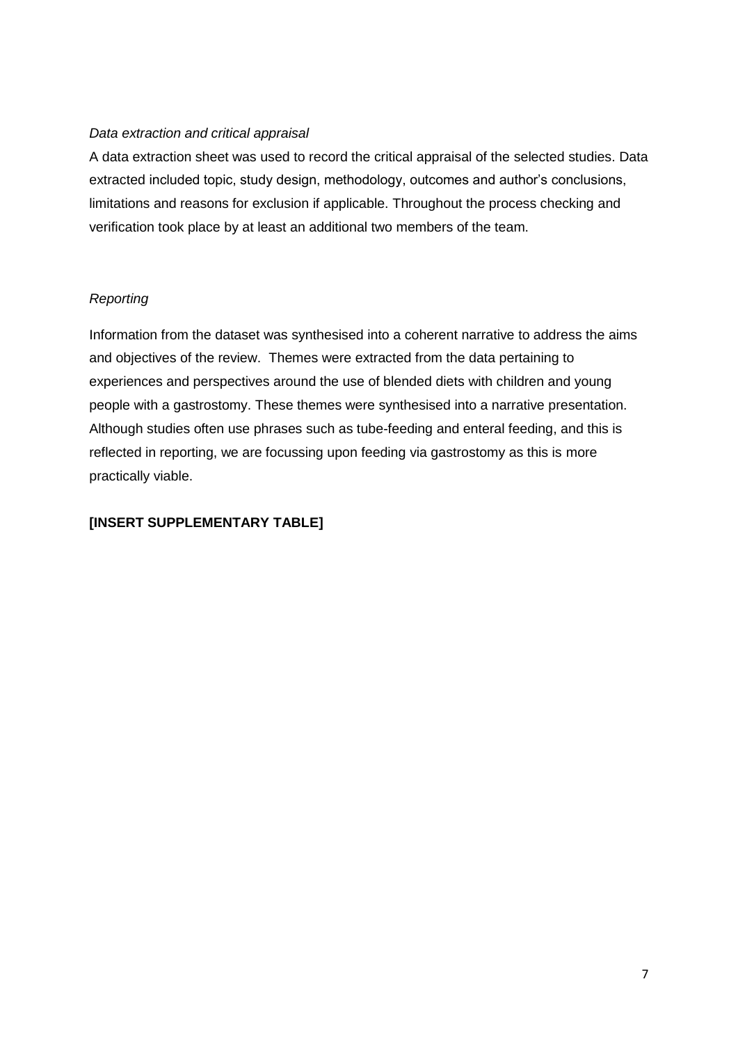*Data extraction and critical appraisal*

A data extraction sheet was used to record the critical appraisal of the selected studies. Data extracted included topic, study design, methodology, outcomes and author's conclusions, limitations and reasons for exclusion if applicable. Throughout the process checking and verification took place by at least an additional two members of the team.

*Reporting*

Information from the dataset was synthesised into a coherent narrative to address the aims and objectives of the review. Themes were extracted from the data pertaining to experiences and perspectives around the use of blended diets with children and young people with a gastrostomy. These themes were synthesised into a narrative presentation. Although studies often use phrases such as tube-feeding and enteral feeding, and this is reflected in reporting, we are focussing upon feeding via gastrostomy as this is more practically viable.

**[INSERT SUPPLEMENTARY TABLE]**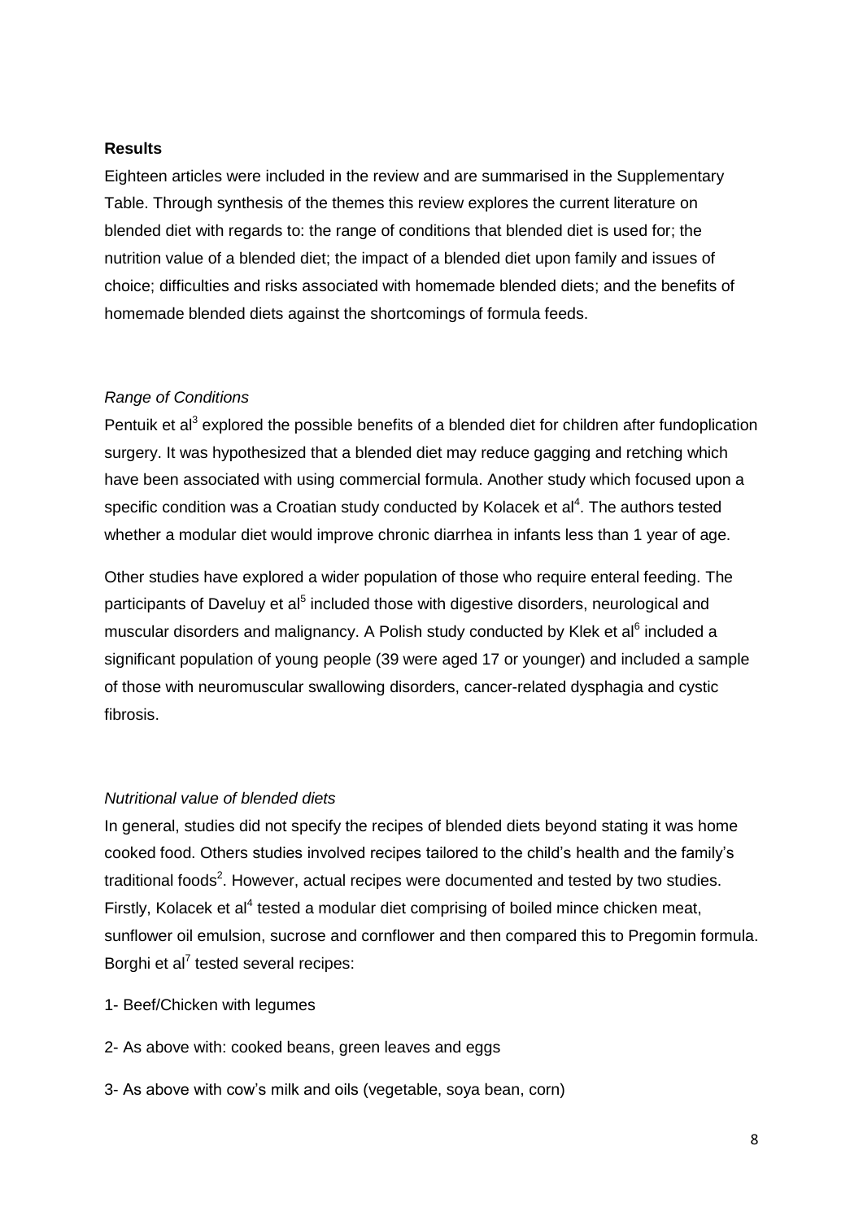**Results**

Eighteen articles were included in the review and are summarised in the Supplementary Table. Through synthesis of the themes this review explores the current literature on blended diet with regards to: the range of conditions that blended diet is used for; the nutrition value of a blended diet; the impact of a blended diet upon family and issues of choice; difficulties and risks associated with homemade blended diets; and the benefits of homemade blended diets against the shortcomings of formula feeds.

*Range of Conditions*

Pentuik et al[3] explored the possible benefits of a blended diet for children after fundoplication surgery. It was hypothesized that a blended diet may reduce gagging and retching which have been associated with using commercial formula. Another study which focused upon a specific condition was a Croatian study conducted by Kolacek et al[4]. The authors tested whether a modular diet would improve chronic diarrhea in infants less than 1 year of age.

Other studies have explored a wider population of those who require enteral feeding. The participants of Daveluy et al[5] included those with digestive disorders, neurological and muscular disorders and malignancy. A Polish study conducted by Klek et al[6] included a significant population of young people (39 were aged 17 or younger) and included a sample of those with neuromuscular swallowing disorders, cancer-related dysphagia and cystic fibrosis.

*Nutritional value of blended diets*

In general, studies did not specify the recipes of blended diets beyond stating it was home cooked food. Others studies involved recipes tailored to the child's health and the family's traditional foods[2]. However, actual recipes were documented and tested by two studies. Firstly, Kolacek et al[4] tested a modular diet comprising of boiled mince chicken meat, sunflower oil emulsion, sucrose and cornflower and then compared this to Pregomin formula. Borghi et al[7] tested several recipes:

1- Beef/Chicken with legumes

2- As above with: cooked beans, green leaves and eggs

3- As above with cow's milk and oils (vegetable, soya bean, corn)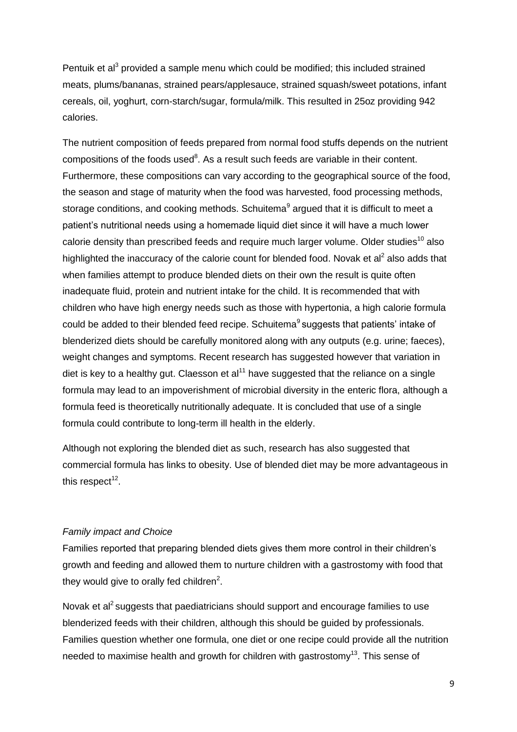Pentuik et al[3] provided a sample menu which could be modified; this included strained meats, plums/bananas, strained pears/applesauce, strained squash/sweet potations, infant cereals, oil, yoghurt, corn-starch/sugar, formula/milk. This resulted in 25oz providing 942 calories.

The nutrient composition of feeds prepared from normal food stuffs depends on the nutrient compositions of the foods used[8]. As a result such feeds are variable in their content. Furthermore, these compositions can vary according to the geographical source of the food, the season and stage of maturity when the food was harvested, food processing methods, storage conditions, and cooking methods. Schuitema[9] argued that it is difficult to meet a patient's nutritional needs using a homemade liquid diet since it will have a much lower calorie density than prescribed feeds and require much larger volume. Older studies[10] also highlighted the inaccuracy of the calorie count for blended food. Novak et al[2] also adds that when families attempt to produce blended diets on their own the result is quite often inadequate fluid, protein and nutrient intake for the child. It is recommended that with children who have high energy needs such as those with hypertonia, a high calorie formula could be added to their blended feed recipe. Schuitema[9] suggests that patients' intake of blenderized diets should be carefully monitored along with any outputs (e.g. urine; faeces), weight changes and symptoms. Recent research has suggested however that variation in diet is key to a healthy gut. Claesson et al[11] have suggested that the reliance on a single formula may lead to an impoverishment of microbial diversity in the enteric flora, although a formula feed is theoretically nutritionally adequate. It is concluded that use of a single formula could contribute to long-term ill health in the elderly.

Although not exploring the blended diet as such, research has also suggested that commercial formula has links to obesity. Use of blended diet may be more advantageous in this respect[12].

*Family impact and Choice*

Families reported that preparing blended diets gives them more control in their children's growth and feeding and allowed them to nurture children with a gastrostomy with food that they would give to orally fed children[2].

Novak et al[2] suggests that paediatricians should support and encourage families to use blenderized feeds with their children, although this should be guided by professionals. Families question whether one formula, one diet or one recipe could provide all the nutrition needed to maximise health and growth for children with gastrostomy[13]. This sense of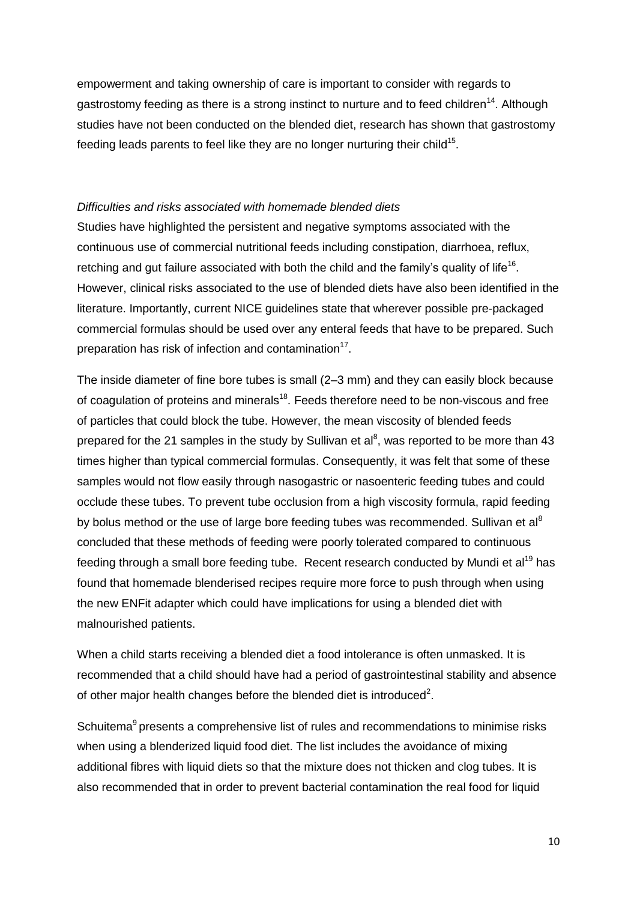empowerment and taking ownership of care is important to consider with regards to gastrostomy feeding as there is a strong instinct to nurture and to feed children[14]. Although studies have not been conducted on the blended diet, research has shown that gastrostomy feeding leads parents to feel like they are no longer nurturing their child[15].

*Difficulties and risks associated with homemade blended diets*

Studies have highlighted the persistent and negative symptoms associated with the continuous use of commercial nutritional feeds including constipation, diarrhoea, reflux, retching and gut failure associated with both the child and the family's quality of life[16]. However, clinical risks associated to the use of blended diets have also been identified in the literature. Importantly, current NICE guidelines state that wherever possible pre-packaged commercial formulas should be used over any enteral feeds that have to be prepared. Such preparation has risk of infection and contamination[17].

The inside diameter of fine bore tubes is small (2–3 mm) and they can easily block because of coagulation of proteins and minerals[18]. Feeds therefore need to be non-viscous and free of particles that could block the tube. However, the mean viscosity of blended feeds prepared for the 21 samples in the study by Sullivan et al[8], was reported to be more than 43 times higher than typical commercial formulas. Consequently, it was felt that some of these samples would not flow easily through nasogastric or nasoenteric feeding tubes and could occlude these tubes. To prevent tube occlusion from a high viscosity formula, rapid feeding by bolus method or the use of large bore feeding tubes was recommended. Sullivan et al[8] concluded that these methods of feeding were poorly tolerated compared to continuous feeding through a small bore feeding tube. Recent research conducted by Mundi et al[19] has found that homemade blenderised recipes require more force to push through when using the new ENFit adapter which could have implications for using a blended diet with malnourished patients.

When a child starts receiving a blended diet a food intolerance is often unmasked. It is recommended that a child should have had a period of gastrointestinal stability and absence of other major health changes before the blended diet is introduced[2].

Schuitema[9] presents a comprehensive list of rules and recommendations to minimise risks when using a blenderized liquid food diet. The list includes the avoidance of mixing additional fibres with liquid diets so that the mixture does not thicken and clog tubes. It is also recommended that in order to prevent bacterial contamination the real food for liquid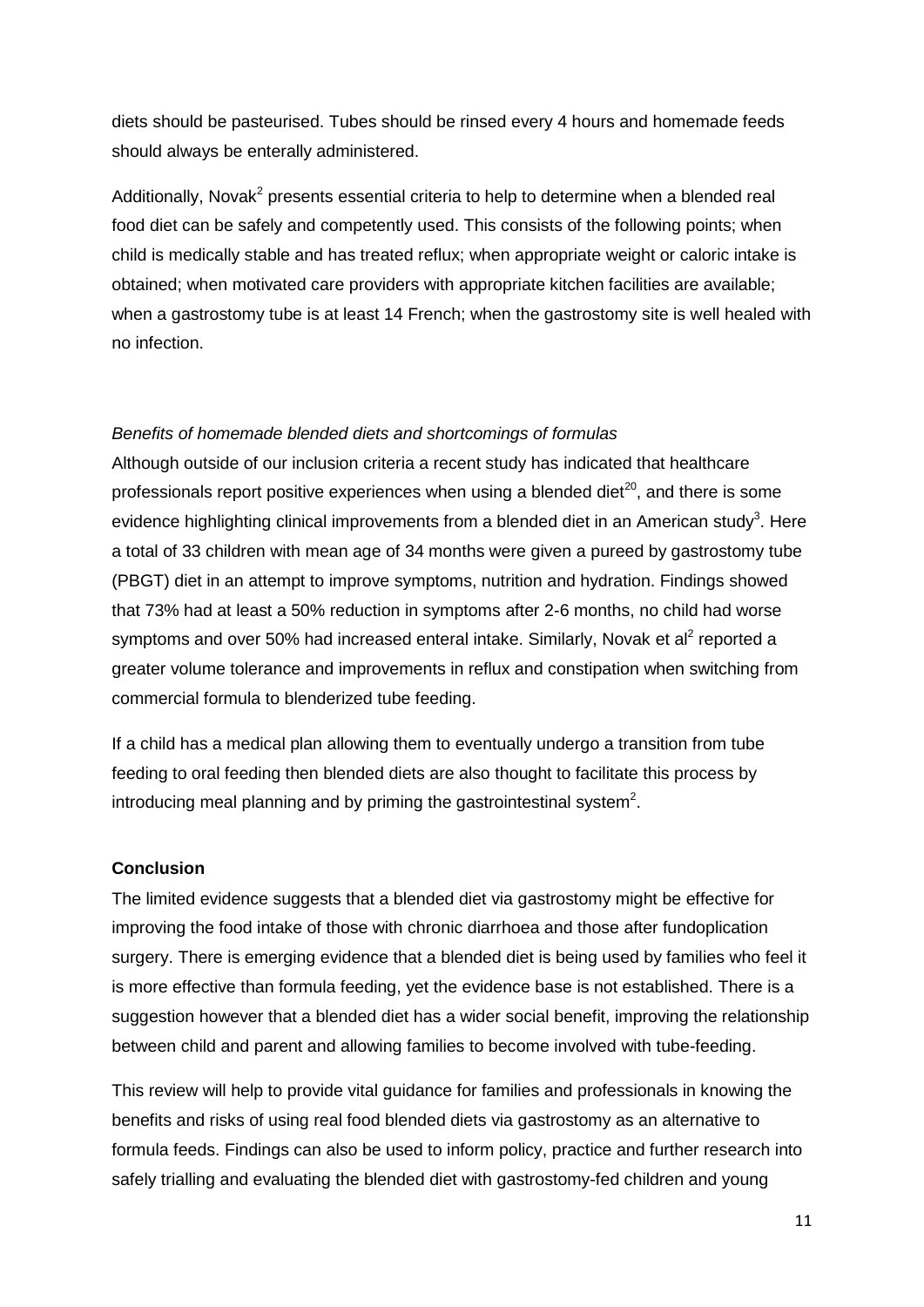diets should be pasteurised. Tubes should be rinsed every 4 hours and homemade feeds should always be enterally administered.

Additionally, Novak[2] presents essential criteria to help to determine when a blended real food diet can be safely and competently used. This consists of the following points; when child is medically stable and has treated reflux; when appropriate weight or caloric intake is obtained; when motivated care providers with appropriate kitchen facilities are available; when a gastrostomy tube is at least 14 French; when the gastrostomy site is well healed with no infection.

*Benefits of homemade blended diets and shortcomings of formulas*

Although outside of our inclusion criteria a recent study has indicated that healthcare professionals report positive experiences when using a blended diet[20], and there is some evidence highlighting clinical improvements from a blended diet in an American study[3]. Here a total of 33 children with mean age of 34 months were given a pureed by gastrostomy tube (PBGT) diet in an attempt to improve symptoms, nutrition and hydration. Findings showed that 73% had at least a 50% reduction in symptoms after 2-6 months, no child had worse symptoms and over 50% had increased enteral intake. Similarly, Novak et al[2] reported a greater volume tolerance and improvements in reflux and constipation when switching from commercial formula to blenderized tube feeding.

If a child has a medical plan allowing them to eventually undergo a transition from tube feeding to oral feeding then blended diets are also thought to facilitate this process by introducing meal planning and by priming the gastrointestinal system[2].

**Conclusion**

The limited evidence suggests that a blended diet via gastrostomy might be effective for improving the food intake of those with chronic diarrhoea and those after fundoplication surgery. There is emerging evidence that a blended diet is being used by families who feel it is more effective than formula feeding, yet the evidence base is not established. There is a suggestion however that a blended diet has a wider social benefit, improving the relationship between child and parent and allowing families to become involved with tube-feeding.

This review will help to provide vital guidance for families and professionals in knowing the benefits and risks of using real food blended diets via gastrostomy as an alternative to formula feeds. Findings can also be used to inform policy, practice and further research into safely trialling and evaluating the blended diet with gastrostomy-fed children and young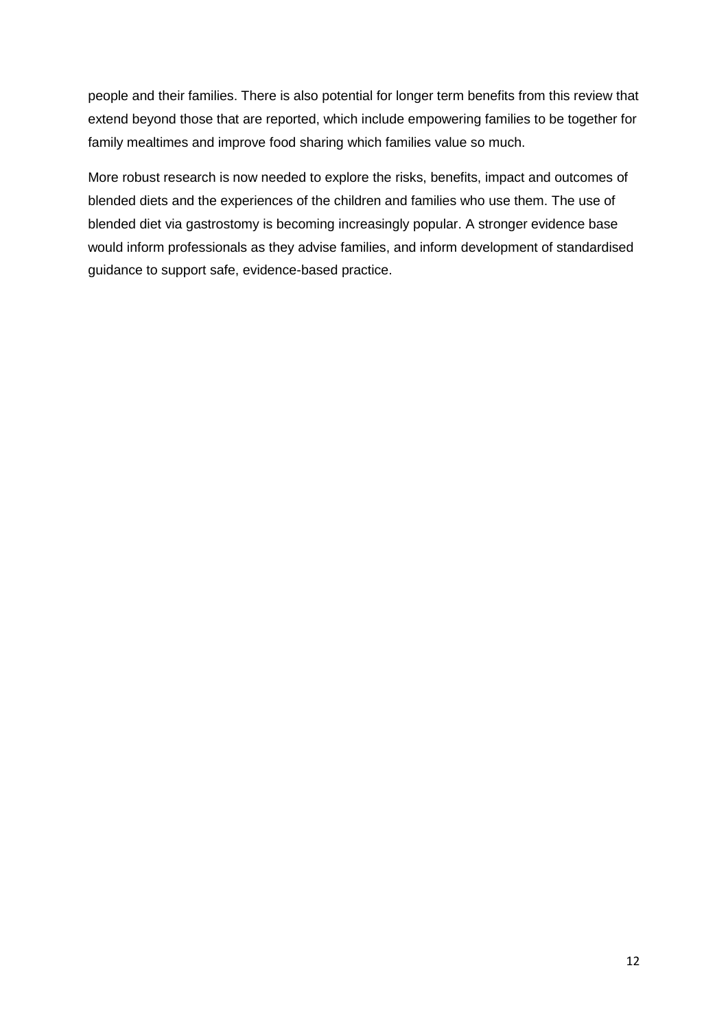people and their families. There is also potential for longer term benefits from this review that extend beyond those that are reported, which include empowering families to be together for family mealtimes and improve food sharing which families value so much.

More robust research is now needed to explore the risks, benefits, impact and outcomes of blended diets and the experiences of the children and families who use them. The use of blended diet via gastrostomy is becoming increasingly popular. A stronger evidence base would inform professionals as they advise families, and inform development of standardised guidance to support safe, evidence-based practice.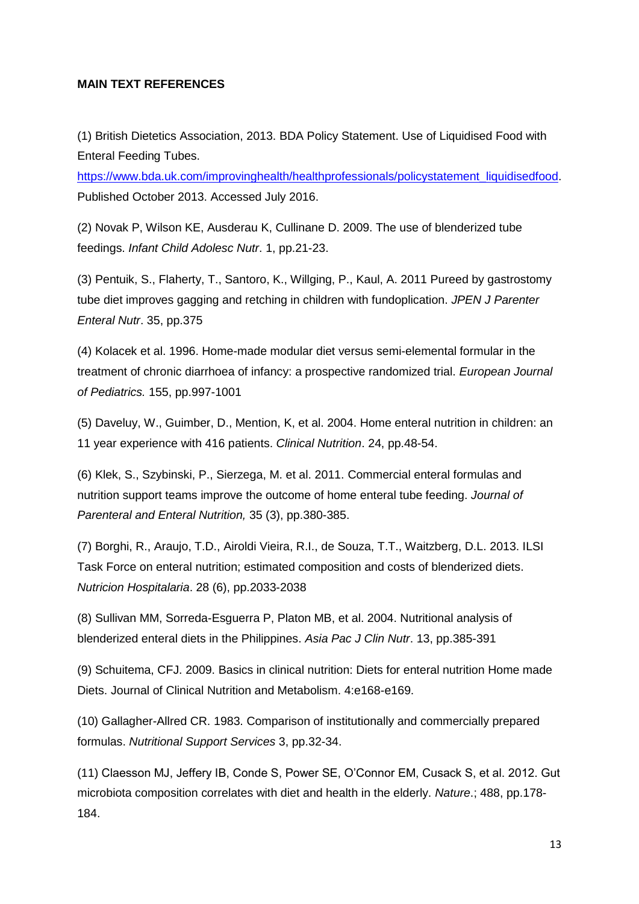**MAIN TEXT REFERENCES**

(1) British Dietetics Association, 2013. BDA Policy Statement. Use of Liquidised Food with Enteral Feeding Tubes. https://www.bda.uk.com/improvinghealth/healthprofessionals/policystatement_liquidisedfood. Published October 2013. Accessed July 2016.

(2) Novak P, Wilson KE, Ausderau K, Cullinane D. 2009. The use of blenderized tube feedings. *Infant Child Adolesc Nutr*. 1, pp.21-23.

(3) Pentuik, S., Flaherty, T., Santoro, K., Willging, P., Kaul, A. 2011 Pureed by gastrostomy tube diet improves gagging and retching in children with fundoplication. *JPEN J Parenter Enteral Nutr*. 35, pp.375

(4) Kolacek et al. 1996. Home-made modular diet versus semi-elemental formular in the treatment of chronic diarrhoea of infancy: a prospective randomized trial. *European Journal of Pediatrics.* 155, pp.997-1001

(5) Daveluy, W., Guimber, D., Mention, K, et al. 2004. Home enteral nutrition in children: an 11 year experience with 416 patients. *Clinical Nutrition*. 24, pp.48-54.

(6) Klek, S., Szybinski, P., Sierzega, M. et al. 2011. Commercial enteral formulas and nutrition support teams improve the outcome of home enteral tube feeding. *Journal of Parenteral and Enteral Nutrition,* 35 (3), pp.380-385.

(7) Borghi, R., Araujo, T.D., Airoldi Vieira, R.I., de Souza, T.T., Waitzberg, D.L. 2013. ILSI Task Force on enteral nutrition; estimated composition and costs of blenderized diets. *Nutricion Hospitalaria*. 28 (6), pp.2033-2038

(8) Sullivan MM, Sorreda-Esguerra P, Platon MB, et al. 2004. Nutritional analysis of blenderized enteral diets in the Philippines. *Asia Pac J Clin Nutr*. 13, pp.385-391

(9) Schuitema, CFJ. 2009. Basics in clinical nutrition: Diets for enteral nutrition Home made Diets. Journal of Clinical Nutrition and Metabolism. 4:e168-e169.

(10) Gallagher-Allred CR. 1983. Comparison of institutionally and commercially prepared formulas. *Nutritional Support Services* 3, pp.32-34.

(11) Claesson MJ, Jeffery IB, Conde S, Power SE, O'Connor EM, Cusack S, et al. 2012. Gut microbiota composition correlates with diet and health in the elderly. *Nature*.; 488, pp.178-184.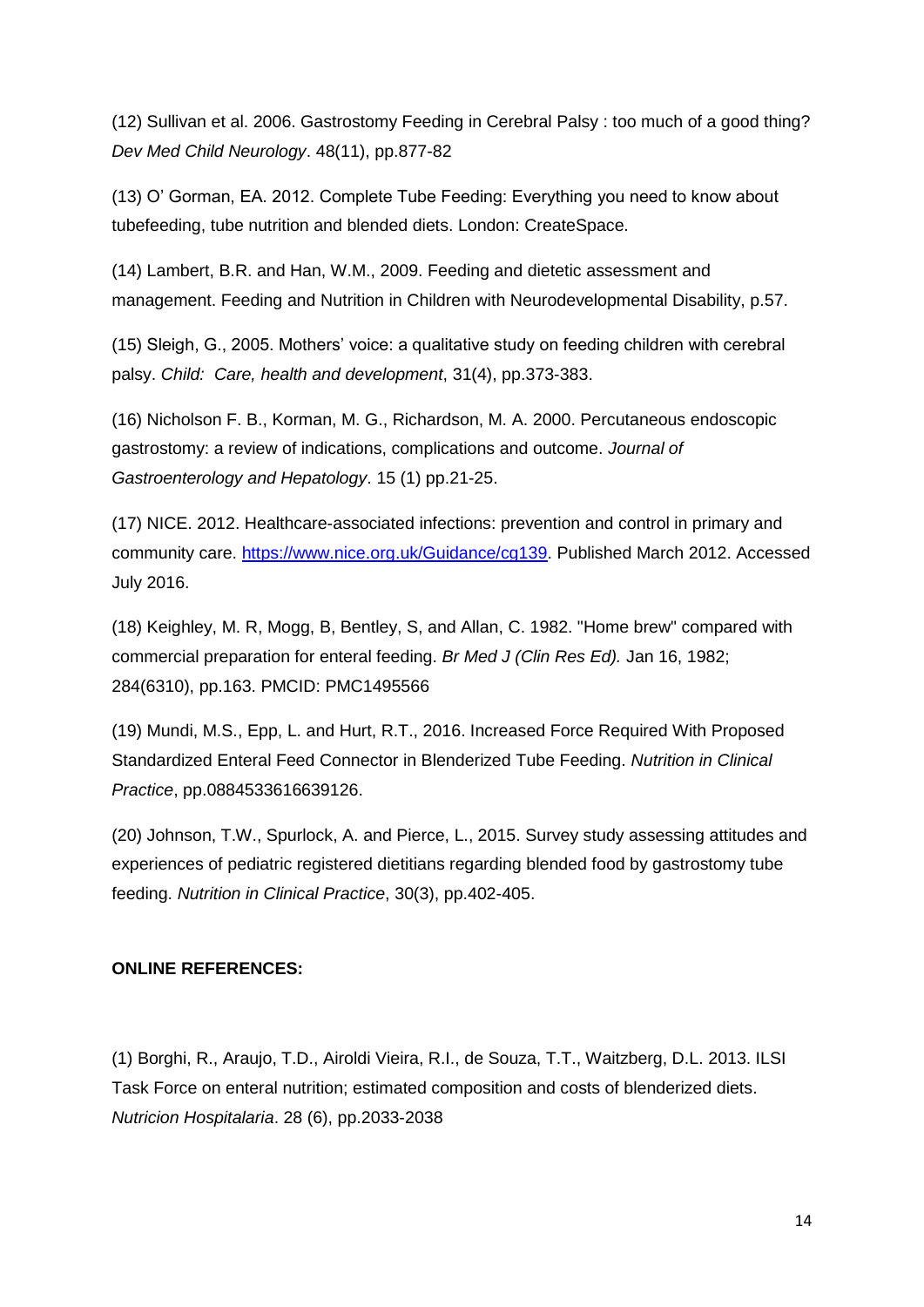(12) Sullivan et al. 2006. Gastrostomy Feeding in Cerebral Palsy : too much of a good thing? *Dev Med Child Neurology*. 48(11), pp.877-82

(13) O' Gorman, EA. 2012. Complete Tube Feeding: Everything you need to know about tubefeeding, tube nutrition and blended diets. London: CreateSpace.

(14) Lambert, B.R. and Han, W.M., 2009. Feeding and dietetic assessment and management. Feeding and Nutrition in Children with Neurodevelopmental Disability, p.57.

(15) Sleigh, G., 2005. Mothers' voice: a qualitative study on feeding children with cerebral palsy. *Child: Care, health and development*, 31(4), pp.373-383.

(16) Nicholson F. B., Korman, M. G., Richardson, M. A. 2000. Percutaneous endoscopic gastrostomy: a review of indications, complications and outcome. *Journal of Gastroenterology and Hepatology*. 15 (1) pp.21-25.

(17) NICE. 2012. Healthcare-associated infections: prevention and control in primary and community care. [https://www.nice.org.uk/Guidance/cg139](https://www.nice.org.uk/Guidance/cg139). Published March 2012. Accessed July 2016.

(18) Keighley, M. R, Mogg, B, Bentley, S, and Allan, C. 1982. "Home brew" compared with commercial preparation for enteral feeding. *Br Med J (Clin Res Ed).* Jan 16, 1982; 284(6310), pp.163. PMCID: PMC1495566

(19) Mundi, M.S., Epp, L. and Hurt, R.T., 2016. Increased Force Required With Proposed Standardized Enteral Feed Connector in Blenderized Tube Feeding. *Nutrition in Clinical Practice*, pp.0884533616639126.

(20) Johnson, T.W., Spurlock, A. and Pierce, L., 2015. Survey study assessing attitudes and experiences of pediatric registered dietitians regarding blended food by gastrostomy tube feeding. *Nutrition in Clinical Practice*, 30(3), pp.402-405.

**ONLINE REFERENCES:**

(1) Borghi, R., Araujo, T.D., Airoldi Vieira, R.I., de Souza, T.T., Waitzberg, D.L. 2013. ILSI Task Force on enteral nutrition; estimated composition and costs of blenderized diets. *Nutricion Hospitalaria*. 28 (6), pp.2033-2038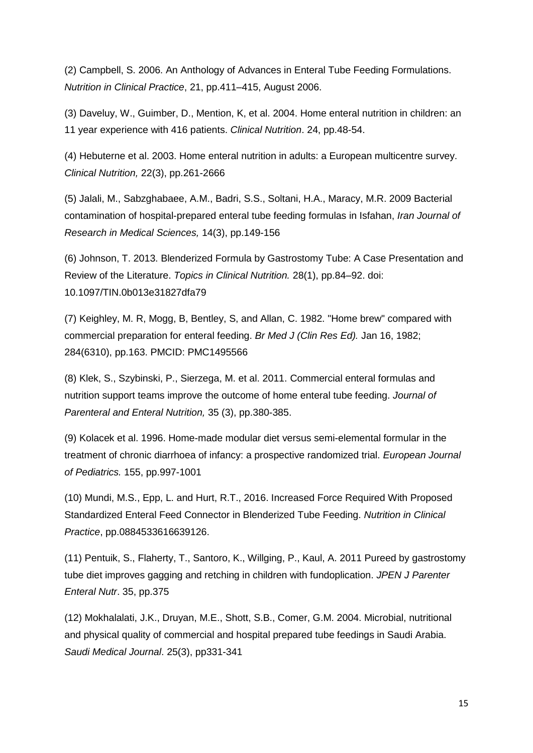(2) Campbell, S. 2006. An Anthology of Advances in Enteral Tube Feeding Formulations. *Nutrition in Clinical Practice*, 21, pp.411–415, August 2006.

(3) Daveluy, W., Guimber, D., Mention, K, et al. 2004. Home enteral nutrition in children: an 11 year experience with 416 patients. *Clinical Nutrition*. 24, pp.48-54.

(4) Hebuterne et al. 2003. Home enteral nutrition in adults: a European multicentre survey. *Clinical Nutrition,* 22(3), pp.261-2666

(5) Jalali, M., Sabzghabaee, A.M., Badri, S.S., Soltani, H.A., Maracy, M.R. 2009 Bacterial contamination of hospital-prepared enteral tube feeding formulas in Isfahan, *Iran Journal of Research in Medical Sciences,* 14(3), pp.149-156

(6) Johnson, T. 2013. Blenderized Formula by Gastrostomy Tube: A Case Presentation and Review of the Literature. *Topics in Clinical Nutrition.* 28(1), pp.84–92. doi: 10.1097/TIN.0b013e31827dfa79

(7) Keighley, M. R, Mogg, B, Bentley, S, and Allan, C. 1982. "Home brew" compared with commercial preparation for enteral feeding. *Br Med J (Clin Res Ed).* Jan 16, 1982; 284(6310), pp.163. PMCID: PMC1495566

(8) Klek, S., Szybinski, P., Sierzega, M. et al. 2011. Commercial enteral formulas and nutrition support teams improve the outcome of home enteral tube feeding. *Journal of Parenteral and Enteral Nutrition,* 35 (3), pp.380-385.

(9) Kolacek et al. 1996. Home-made modular diet versus semi-elemental formular in the treatment of chronic diarrhoea of infancy: a prospective randomized trial. *European Journal of Pediatrics.* 155, pp.997-1001

(10) Mundi, M.S., Epp, L. and Hurt, R.T., 2016. Increased Force Required With Proposed Standardized Enteral Feed Connector in Blenderized Tube Feeding. *Nutrition in Clinical Practice*, pp.0884533616639126.

(11) Pentuik, S., Flaherty, T., Santoro, K., Willging, P., Kaul, A. 2011 Pureed by gastrostomy tube diet improves gagging and retching in children with fundoplication. *JPEN J Parenter Enteral Nutr*. 35, pp.375

(12) Mokhalalati, J.K., Druyan, M.E., Shott, S.B., Comer, G.M. 2004. Microbial, nutritional and physical quality of commercial and hospital prepared tube feedings in Saudi Arabia. *Saudi Medical Journal*. 25(3), pp331-341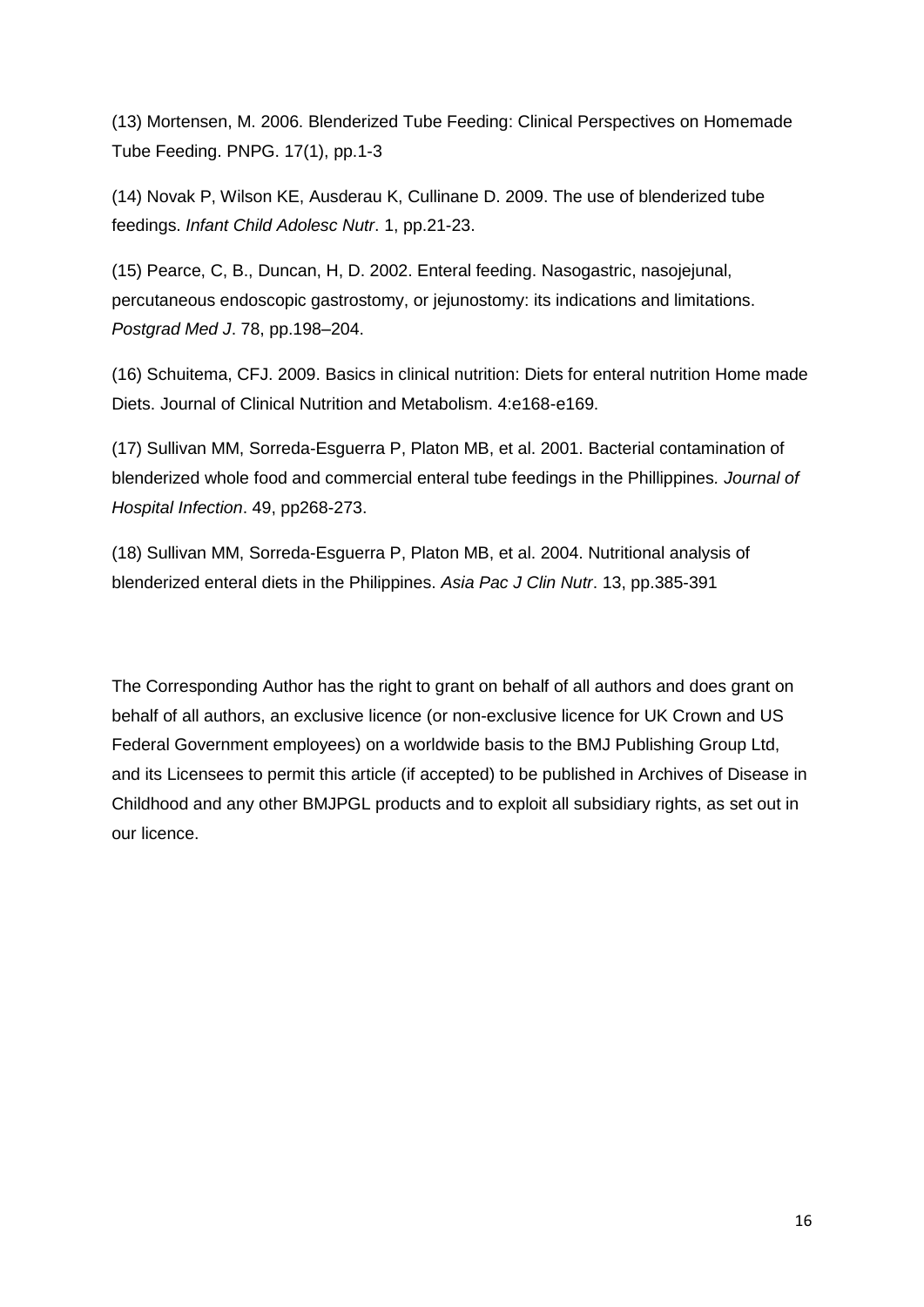(13) Mortensen, M. 2006. Blenderized Tube Feeding: Clinical Perspectives on Homemade Tube Feeding. PNPG. 17(1), pp.1-3

(14) Novak P, Wilson KE, Ausderau K, Cullinane D. 2009. The use of blenderized tube feedings. *Infant Child Adolesc Nutr*. 1, pp.21-23.

(15) Pearce, C, B., Duncan, H, D. 2002. Enteral feeding. Nasogastric, nasojejunal, percutaneous endoscopic gastrostomy, or jejunostomy: its indications and limitations. *Postgrad Med J*. 78, pp.198–204.

(16) Schuitema, CFJ. 2009. Basics in clinical nutrition: Diets for enteral nutrition Home made Diets. Journal of Clinical Nutrition and Metabolism. 4:e168-e169.

(17) Sullivan MM, Sorreda-Esguerra P, Platon MB, et al. 2001. Bacterial contamination of blenderized whole food and commercial enteral tube feedings in the Phillippines. *Journal of Hospital Infection*. 49, pp268-273.

(18) Sullivan MM, Sorreda-Esguerra P, Platon MB, et al. 2004. Nutritional analysis of blenderized enteral diets in the Philippines. *Asia Pac J Clin Nutr*. 13, pp.385-391

The Corresponding Author has the right to grant on behalf of all authors and does grant on behalf of all authors, an exclusive licence (or non-exclusive licence for UK Crown and US Federal Government employees) on a worldwide basis to the BMJ Publishing Group Ltd, and its Licensees to permit this article (if accepted) to be published in Archives of Disease in Childhood and any other BMJPGL products and to exploit all subsidiary rights, as set out in our licence.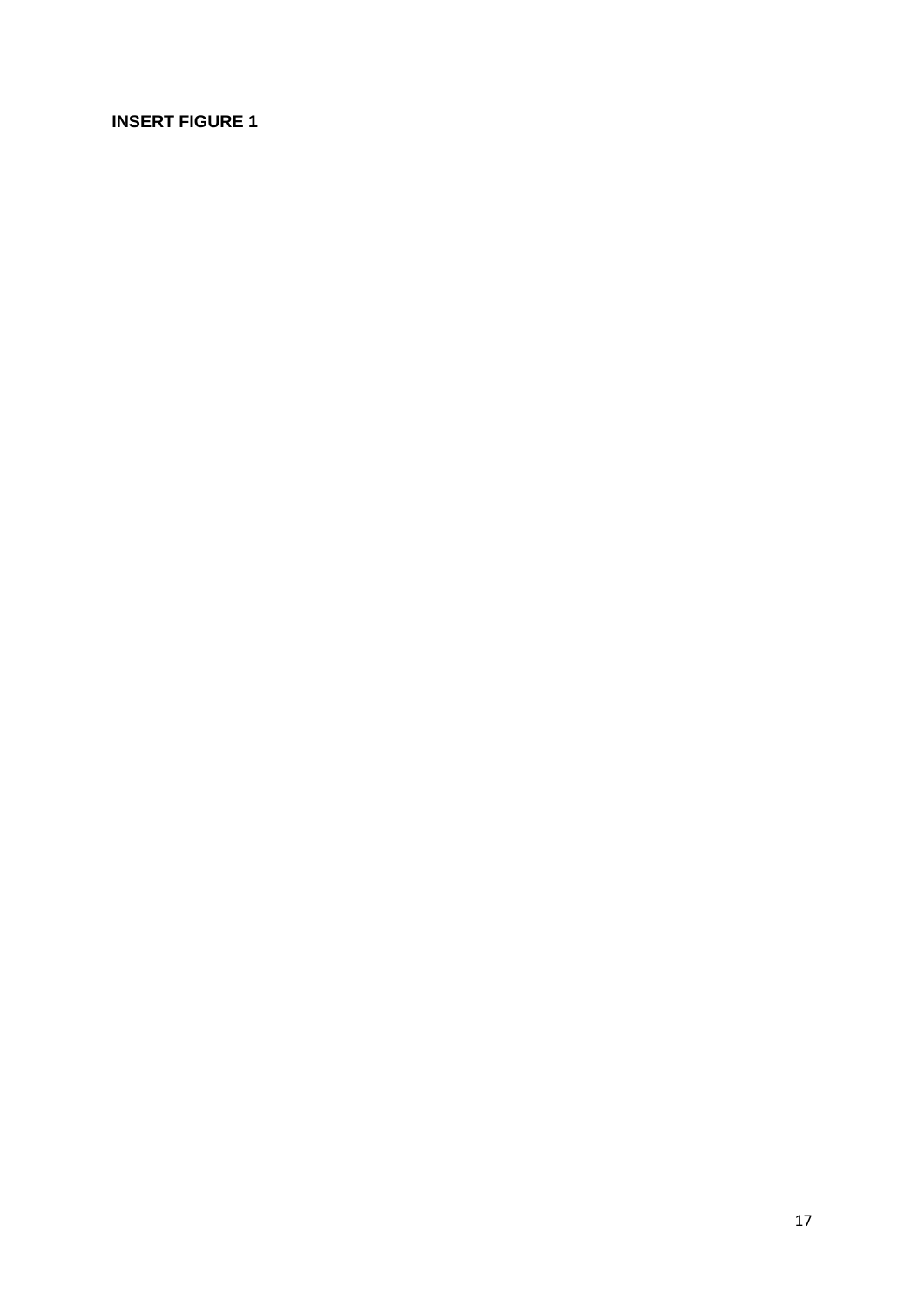**INSERT FIGURE 1**